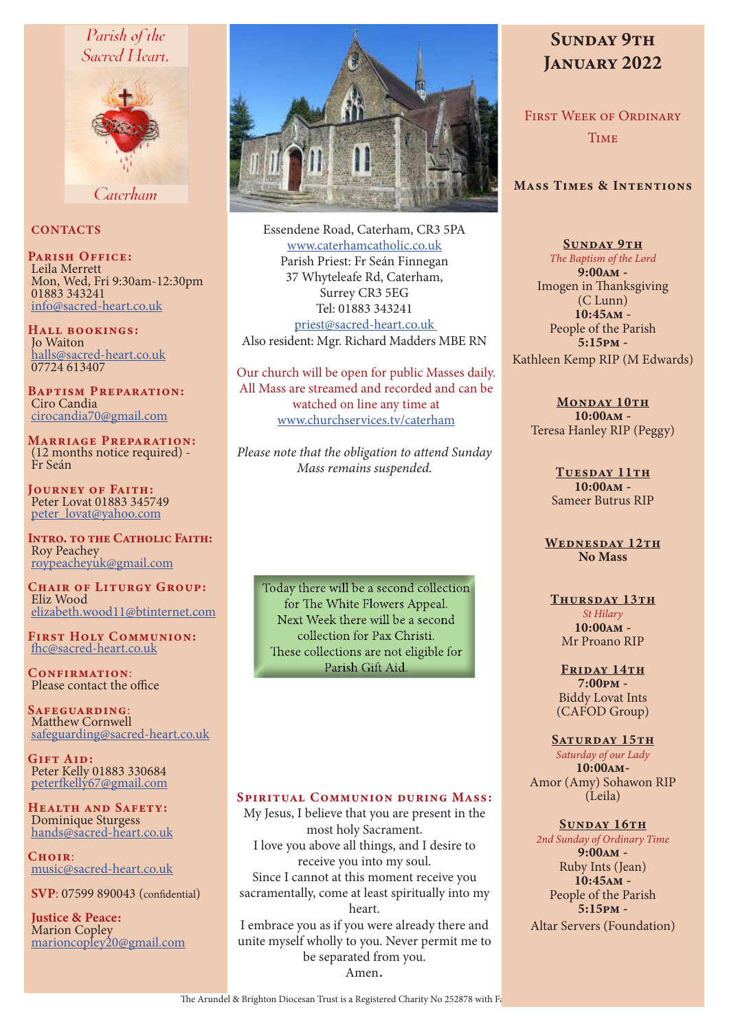Parish of the Sacred Heart, Caterham

## CONTACTS

**Parish Office:**
Leila Merrett
Mon, Wed, Fri 9:30am-12:30pm
01883 343241
info@sacred-heart.co.uk

**Hall bookings:**
Jo Waiton
halls@sacred-heart.co.uk
07724 613407

**Baptism Preparation:**
Ciro Candia
cirocandia70@gmail.com

**Marriage Preparation:**
(12 months notice required) - Fr Seán

**Journey of Faith:**
Peter Lovat 01883 345749
peter_lovat@yahoo.com

**Intro. to the Catholic Faith:**
Roy Peachey
roypeacheyuk@gmail.com

**Chair of Liturgy Group:**
Eliz Wood
elizabeth.wood11@btinternet.com

**First Holy Communion:**
fhc@sacred-heart.co.uk

**Confirmation:**
Please contact the office

**Safeguarding:**
Matthew Cornwell
safeguarding@sacred-heart.co.uk

**Gift Aid:**
Peter Kelly 01883 330684
peterfkelly67@gmail.com

**Health and Safety:**
Dominique Sturgess
hands@sacred-heart.co.uk

**Choir:**
music@sacred-heart.co.uk

**SVP**: 07599 890043 (confidential)

**Justice & Peace:**
Marion Copley
marioncopley20@gmail.com

Essendene Road, Caterham, CR3 5PA
www.caterhamcatholic.co.uk
Parish Priest: Fr Seán Finnegan
37 Whyteleafe Rd, Caterham,
Surrey CR3 5EG
Tel: 01883 343241
priest@sacred-heart.co.uk
Also resident: Mgr. Richard Madders MBE RN

Our church will be open for public Masses daily. All Mass are streamed and recorded and can be watched on line any time at www.churchservices.tv/caterham

*Please note that the obligation to attend Sunday Mass remains suspended.*

Today there will be a second collection for The White Flowers Appeal. Next Week there will be a second collection for Pax Christi. These collections are not eligible for Parish Gift Aid.

## Spiritual Communion during Mass:

My Jesus, I believe that you are present in the most holy Sacrament.
I love you above all things, and I desire to receive you into my soul.
Since I cannot at this moment receive you sacramentally, come at least spiritually into my heart.
I embrace you as if you were already there and unite myself wholly to you. Never permit me to be separated from you.
Amen.

# Sunday 9th January 2022

## First Week of Ordinary Time

## Mass Times & Intentions

**Sunday 9th**
*The Baptism of the Lord*
**9:00am -** Imogen in Thanksgiving (C Lunn)
**10:45am -** People of the Parish
**5:15pm -** Kathleen Kemp RIP (M Edwards)

**Monday 10th**
**10:00am -** Teresa Hanley RIP (Peggy)

**Tuesday 11th**
**10:00am -** Sameer Butrus RIP

**Wednesday 12th**
**No Mass**

**Thursday 13th**
*St Hilary*
**10:00am -** Mr Proano RIP

**Friday 14th**
**7:00pm -** Biddy Lovat Ints (CAFOD Group)

**Saturday 15th**
*Saturday of our Lady*
**10:00am-** Amor (Amy) Sohawon RIP (Leila)

**Sunday 16th**
*2nd Sunday of Ordinary Time*
**9:00am -** Ruby Ints (Jean)
**10:45am -** People of the Parish
**5:15pm -** Altar Servers (Foundation)

The Arundel & Brighton Diocesan Trust is a Registered Charity No 252878 with Fa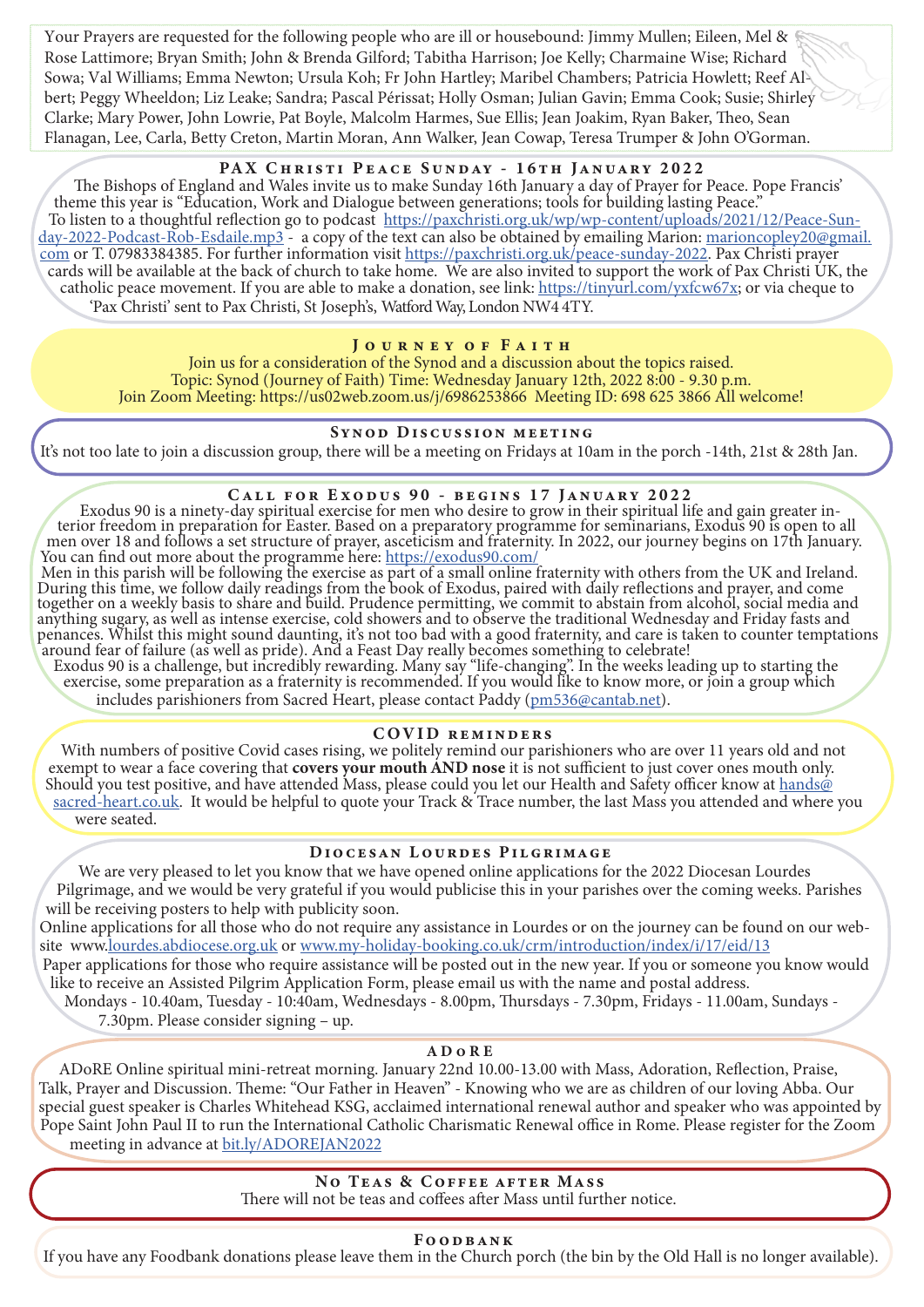Your Prayers are requested for the following people who are ill or housebound: Jimmy Mullen; Eileen, Mel & Rose Lattimore; Bryan Smith; John & Brenda Gilford; Tabitha Harrison; Joe Kelly; Charmaine Wise; Richard Sowa; Val Williams; Emma Newton; Ursula Koh; Fr John Hartley; Maribel Chambers; Patricia Howlett; Reef Albert; Peggy Wheeldon; Liz Leake; Sandra; Pascal Périssat; Holly Osman; Julian Gavin; Emma Cook; Susie; Shirley Clarke; Mary Power, John Lowrie, Pat Boyle, Malcolm Harmes, Sue Ellis; Jean Joakim, Ryan Baker, Theo, Sean Flanagan, Lee, Carla, Betty Creton, Martin Moran, Ann Walker, Jean Cowap, Teresa Trumper & John O'Gorman.

## PAX Christi Peace Sunday - 16th January 2022

The Bishops of England and Wales invite us to make Sunday 16th January a day of Prayer for Peace. Pope Francis' theme this year is "Education, Work and Dialogue between generations; tools for building lasting Peace." To listen to a thoughtful reflection go to podcast https://paxchristi.org.uk/wp/wp-content/uploads/2021/12/Peace-Sunday-2022-Podcast-Rob-Esdaile.mp3 - a copy of the text can also be obtained by emailing Marion: marioncopley20@gmail.com or T. 07983384385. For further information visit https://paxchristi.org.uk/peace-sunday-2022. Pax Christi prayer cards will be available at the back of church to take home. We are also invited to support the work of Pax Christi UK, the catholic peace movement. If you are able to make a donation, see link: https://tinyurl.com/yxfcw67x; or via cheque to 'Pax Christi' sent to Pax Christi, St Joseph's, Watford Way, London NW4 4TY.

## Journey of Faith

Join us for a consideration of the Synod and a discussion about the topics raised.
Topic: Synod (Journey of Faith) Time: Wednesday January 12th, 2022 8:00 - 9.30 p.m.
Join Zoom Meeting: https://us02web.zoom.us/j/6986253866 Meeting ID: 698 625 3866 All welcome!

## Synod Discussion meeting

It's not too late to join a discussion group, there will be a meeting on Fridays at 10am in the porch -14th, 21st & 28th Jan.

## Call for Exodus 90 - begins 17 January 2022

Exodus 90 is a ninety-day spiritual exercise for men who desire to grow in their spiritual life and gain greater interior freedom in preparation for Easter. Based on a preparatory programme for seminarians, Exodus 90 is open to all men over 18 and follows a set structure of prayer, asceticism and fraternity. In 2022, our journey begins on 17th January. You can find out more about the programme here: https://exodus90.com/

Men in this parish will be following the exercise as part of a small online fraternity with others from the UK and Ireland. During this time, we follow daily readings from the book of Exodus, paired with daily reflections and prayer, and come together on a weekly basis to share and build. Prudence permitting, we commit to abstain from alcohol, social media and anything sugary, as well as intense exercise, cold showers and to observe the traditional Wednesday and Friday fasts and penances. Whilst this might sound daunting, it's not too bad with a good fraternity, and care is taken to counter temptations around fear of failure (as well as pride). And a Feast Day really becomes something to celebrate!

Exodus 90 is a challenge, but incredibly rewarding. Many say "life-changing". In the weeks leading up to starting the exercise, some preparation as a fraternity is recommended. If you would like to know more, or join a group which includes parishioners from Sacred Heart, please contact Paddy (pm536@cantab.net).

## COVID reminders

With numbers of positive Covid cases rising, we politely remind our parishioners who are over 11 years old and not exempt to wear a face covering that **covers your mouth AND nose** it is not sufficient to just cover ones mouth only. Should you test positive, and have attended Mass, please could you let our Health and Safety officer know at hands@sacred-heart.co.uk. It would be helpful to quote your Track & Trace number, the last Mass you attended and where you were seated.

## Diocesan Lourdes Pilgrimage

We are very pleased to let you know that we have opened online applications for the 2022 Diocesan Lourdes Pilgrimage, and we would be very grateful if you would publicise this in your parishes over the coming weeks. Parishes will be receiving posters to help with publicity soon.

Online applications for all those who do not require any assistance in Lourdes or on the journey can be found on our website www.lourdes.abdiocese.org.uk or www.my-holiday-booking.co.uk/crm/introduction/index/i/17/eid/13

Paper applications for those who require assistance will be posted out in the new year. If you or someone you know would like to receive an Assisted Pilgrim Application Form, please email us with the name and postal address.

Mondays - 10.40am, Tuesday - 10:40am, Wednesdays - 8.00pm, Thursdays - 7.30pm, Fridays - 11.00am, Sundays - 7.30pm. Please consider signing – up.

## ADoRE

ADoRE Online spiritual mini-retreat morning. January 22nd 10.00-13.00 with Mass, Adoration, Reflection, Praise, Talk, Prayer and Discussion. Theme: "Our Father in Heaven" - Knowing who we are as children of our loving Abba. Our special guest speaker is Charles Whitehead KSG, acclaimed international renewal author and speaker who was appointed by Pope Saint John Paul II to run the International Catholic Charismatic Renewal office in Rome. Please register for the Zoom meeting in advance at bit.ly/ADOREJAN2022

## No Teas & Coffee after Mass

There will not be teas and coffees after Mass until further notice.

## Foodbank

If you have any Foodbank donations please leave them in the Church porch (the bin by the Old Hall is no longer available).